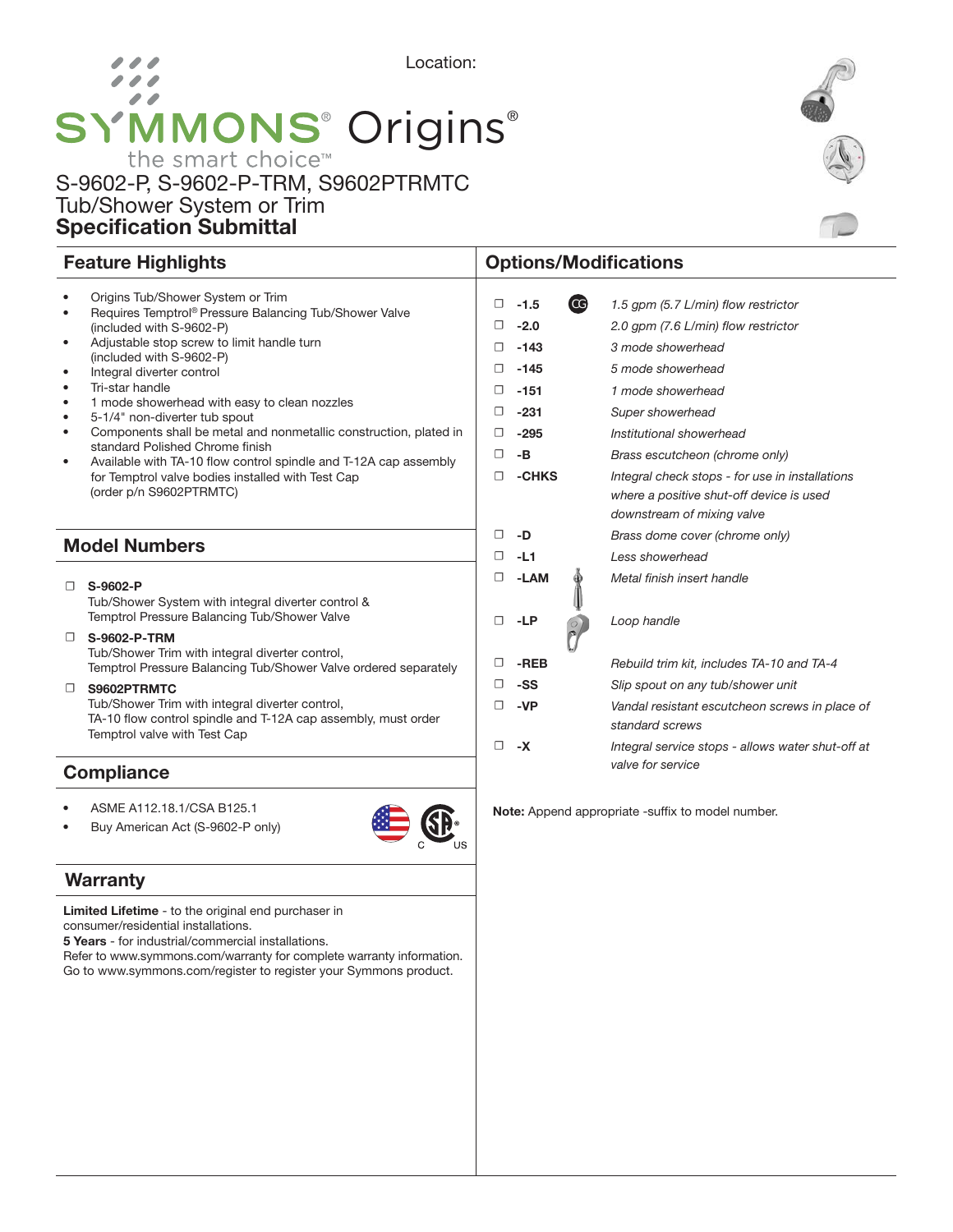Location:

# SYMMONS® Origins®

the smart choice™

## S-9602-P, S-9602-P-TRM, S9602PTRMTC Tub/Shower System or Trim **Specification Submittal**

## Feature Highlights

- Origins Tub/Shower System or Trim
- Requires Temptrol® Pressure Balancing Tub/Shower Valve (included with S-9602-P)
- Adjustable stop screw to limit handle turn (included with S-9602-P)
- Integral diverter control
- Tri-star handle
- 1 mode showerhead with easy to clean nozzles
- 5-1/4" non-diverter tub spout
- Components shall be metal and nonmetallic construction, plated in standard Polished Chrome finish
- Available with TA-10 flow control spindle and T-12A cap assembly for Temptrol valve bodies installed with Test Cap (order p/n S9602PTRMTC)

## Model Numbers

- ☐ **S-9602-P**
  Tub/Shower System with integral diverter control & Temptrol Pressure Balancing Tub/Shower Valve
- ☐ **S-9602-P-TRM**
  Tub/Shower Trim with integral diverter control, Temptrol Pressure Balancing Tub/Shower Valve ordered separately
- ☐ **S9602PTRMTC**
  Tub/Shower Trim with integral diverter control, TA-10 flow control spindle and T-12A cap assembly, must order Temptrol valve with Test Cap

## Compliance

- ASME A112.18.1/CSA B125.1
- Buy American Act (S-9602-P only)

## Warranty

**Limited Lifetime** - to the original end purchaser in consumer/residential installations.
**5 Years** - for industrial/commercial installations.
Refer to www.symmons.com/warranty for complete warranty information.
Go to www.symmons.com/register to register your Symmons product.

## Options/Modifications

| | Suffix | Description |
|---|---|---|
| ☐ | **-1.5** (CG) | *1.5 gpm (5.7 L/min) flow restrictor* |
| ☐ | **-2.0** | *2.0 gpm (7.6 L/min) flow restrictor* |
| ☐ | **-143** | *3 mode showerhead* |
| ☐ | **-145** | *5 mode showerhead* |
| ☐ | **-151** | *1 mode showerhead* |
| ☐ | **-231** | *Super showerhead* |
| ☐ | **-295** | *Institutional showerhead* |
| ☐ | **-B** | *Brass escutcheon (chrome only)* |
| ☐ | **-CHKS** | *Integral check stops - for use in installations where a positive shut-off device is used downstream of mixing valve* |
| ☐ | **-D** | *Brass dome cover (chrome only)* |
| ☐ | **-L1** | *Less showerhead* |
| ☐ | **-LAM** | *Metal finish insert handle* |
| ☐ | **-LP** | *Loop handle* |
| ☐ | **-REB** | *Rebuild trim kit, includes TA-10 and TA-4* |
| ☐ | **-SS** | *Slip spout on any tub/shower unit* |
| ☐ | **-VP** | *Vandal resistant escutcheon screws in place of standard screws* |
| ☐ | **-X** | *Integral service stops - allows water shut-off at valve for service* |

**Note:** Append appropriate -suffix to model number.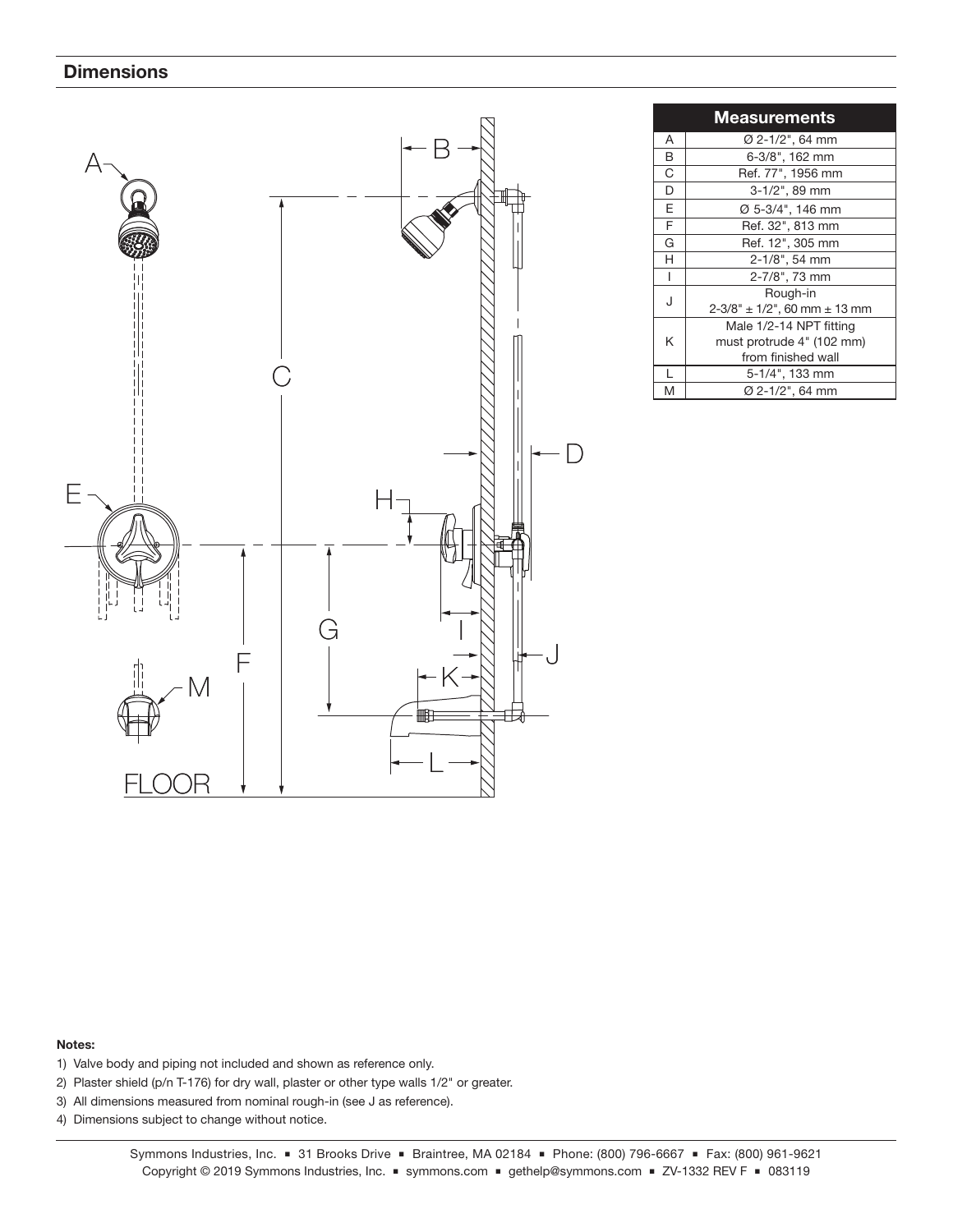## Dimensions

A

B

C

D

E

F

G

H

I

J

K

L

M

FLOOR

| | Measurements |
|---|---|
| A | Ø 2-1/2", 64 mm |
| B | 6-3/8", 162 mm |
| C | Ref. 77", 1956 mm |
| D | 3-1/2", 89 mm |
| E | Ø 5-3/4", 146 mm |
| F | Ref. 32", 813 mm |
| G | Ref. 12", 305 mm |
| H | 2-1/8", 54 mm |
| I | 2-7/8", 73 mm |
| J | Rough-in 2-3/8" ± 1/2", 60 mm ± 13 mm |
| K | Male 1/2-14 NPT fitting must protrude 4" (102 mm) from finished wall |
| L | 5-1/4", 133 mm |
| M | Ø 2-1/2", 64 mm |

**Notes:**

1) Valve body and piping not included and shown as reference only.
2) Plaster shield (p/n T-176) for dry wall, plaster or other type walls 1/2" or greater.
3) All dimensions measured from nominal rough-in (see J as reference).
4) Dimensions subject to change without notice.

Symmons Industries, Inc. ▪ 31 Brooks Drive ▪ Braintree, MA 02184 ▪ Phone: (800) 796-6667 ▪ Fax: (800) 961-9621
Copyright © 2019 Symmons Industries, Inc. ▪ symmons.com ▪ gethelp@symmons.com ▪ ZV-1332 REV F ▪ 083119